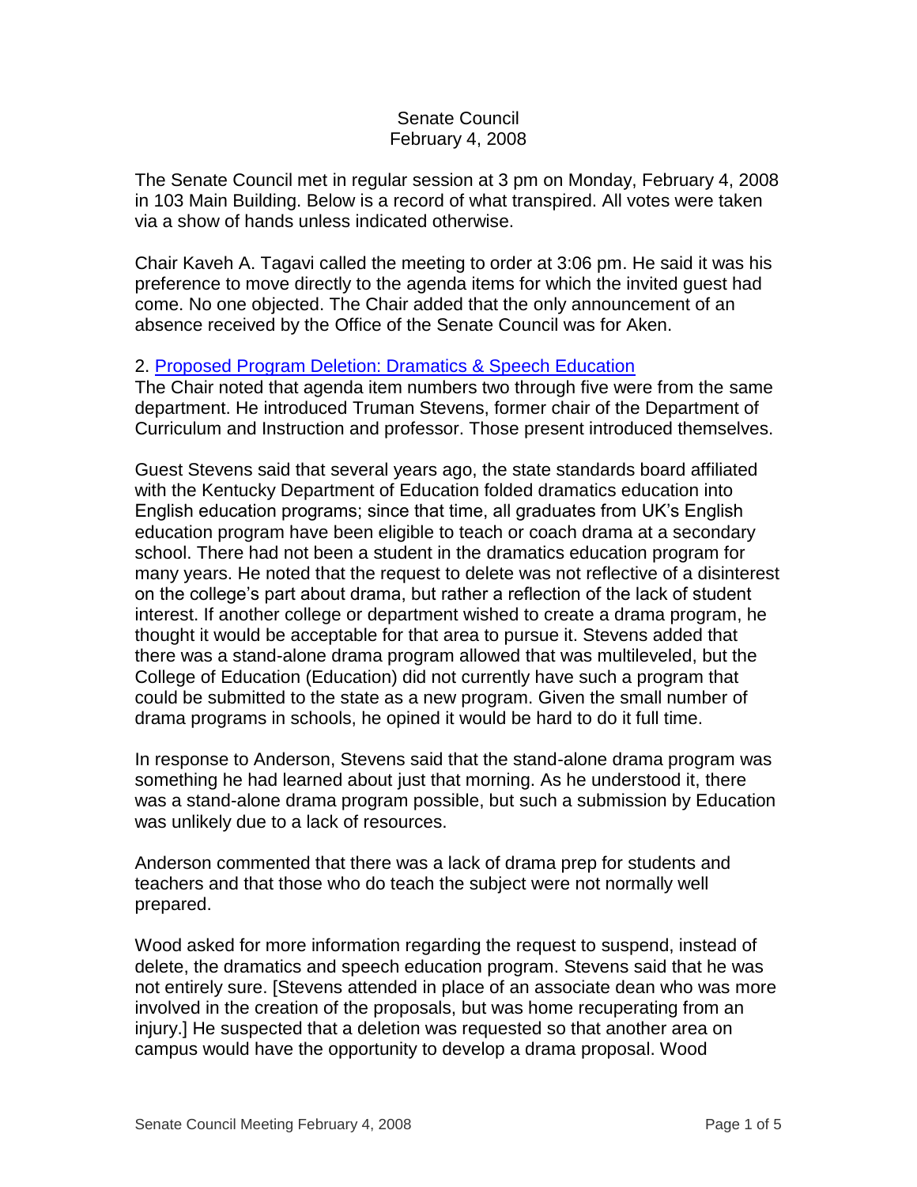# Senate Council
## February 4, 2008

The Senate Council met in regular session at 3 pm on Monday, February 4, 2008 in 103 Main Building. Below is a record of what transpired. All votes were taken via a show of hands unless indicated otherwise.

Chair Kaveh A. Tagavi called the meeting to order at 3:06 pm. He said it was his preference to move directly to the agenda items for which the invited guest had come. No one objected. The Chair added that the only announcement of an absence received by the Office of the Senate Council was for Aken.

2. Proposed Program Deletion: Dramatics & Speech Education

The Chair noted that agenda item numbers two through five were from the same department. He introduced Truman Stevens, former chair of the Department of Curriculum and Instruction and professor. Those present introduced themselves.

Guest Stevens said that several years ago, the state standards board affiliated with the Kentucky Department of Education folded dramatics education into English education programs; since that time, all graduates from UK's English education program have been eligible to teach or coach drama at a secondary school. There had not been a student in the dramatics education program for many years. He noted that the request to delete was not reflective of a disinterest on the college's part about drama, but rather a reflection of the lack of student interest. If another college or department wished to create a drama program, he thought it would be acceptable for that area to pursue it. Stevens added that there was a stand-alone drama program allowed that was multileveled, but the College of Education (Education) did not currently have such a program that could be submitted to the state as a new program. Given the small number of drama programs in schools, he opined it would be hard to do it full time.

In response to Anderson, Stevens said that the stand-alone drama program was something he had learned about just that morning. As he understood it, there was a stand-alone drama program possible, but such a submission by Education was unlikely due to a lack of resources.

Anderson commented that there was a lack of drama prep for students and teachers and that those who do teach the subject were not normally well prepared.

Wood asked for more information regarding the request to suspend, instead of delete, the dramatics and speech education program. Stevens said that he was not entirely sure. [Stevens attended in place of an associate dean who was more involved in the creation of the proposals, but was home recuperating from an injury.] He suspected that a deletion was requested so that another area on campus would have the opportunity to develop a drama proposal. Wood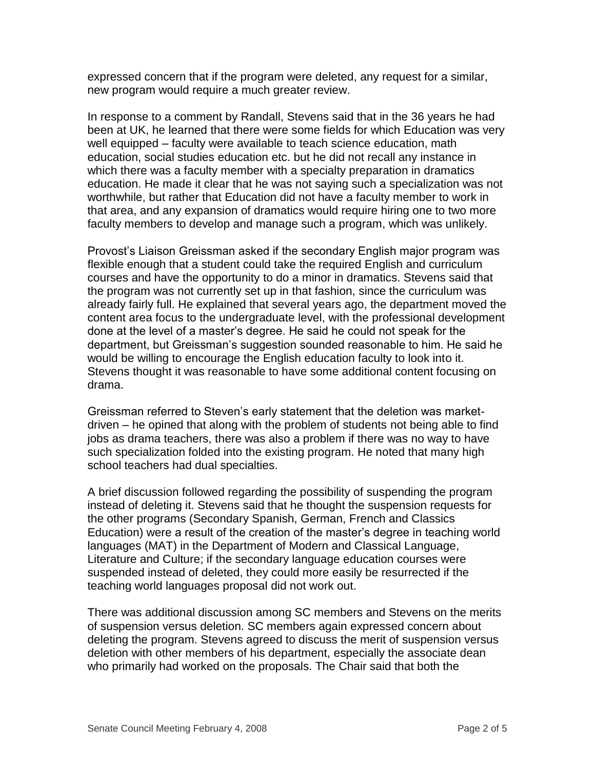expressed concern that if the program were deleted, any request for a similar, new program would require a much greater review.

In response to a comment by Randall, Stevens said that in the 36 years he had been at UK, he learned that there were some fields for which Education was very well equipped – faculty were available to teach science education, math education, social studies education etc. but he did not recall any instance in which there was a faculty member with a specialty preparation in dramatics education. He made it clear that he was not saying such a specialization was not worthwhile, but rather that Education did not have a faculty member to work in that area, and any expansion of dramatics would require hiring one to two more faculty members to develop and manage such a program, which was unlikely.

Provost's Liaison Greissman asked if the secondary English major program was flexible enough that a student could take the required English and curriculum courses and have the opportunity to do a minor in dramatics. Stevens said that the program was not currently set up in that fashion, since the curriculum was already fairly full. He explained that several years ago, the department moved the content area focus to the undergraduate level, with the professional development done at the level of a master's degree. He said he could not speak for the department, but Greissman's suggestion sounded reasonable to him. He said he would be willing to encourage the English education faculty to look into it. Stevens thought it was reasonable to have some additional content focusing on drama.

Greissman referred to Steven's early statement that the deletion was market-driven – he opined that along with the problem of students not being able to find jobs as drama teachers, there was also a problem if there was no way to have such specialization folded into the existing program. He noted that many high school teachers had dual specialties.

A brief discussion followed regarding the possibility of suspending the program instead of deleting it. Stevens said that he thought the suspension requests for the other programs (Secondary Spanish, German, French and Classics Education) were a result of the creation of the master's degree in teaching world languages (MAT) in the Department of Modern and Classical Language, Literature and Culture; if the secondary language education courses were suspended instead of deleted, they could more easily be resurrected if the teaching world languages proposal did not work out.

There was additional discussion among SC members and Stevens on the merits of suspension versus deletion. SC members again expressed concern about deleting the program. Stevens agreed to discuss the merit of suspension versus deletion with other members of his department, especially the associate dean who primarily had worked on the proposals. The Chair said that both the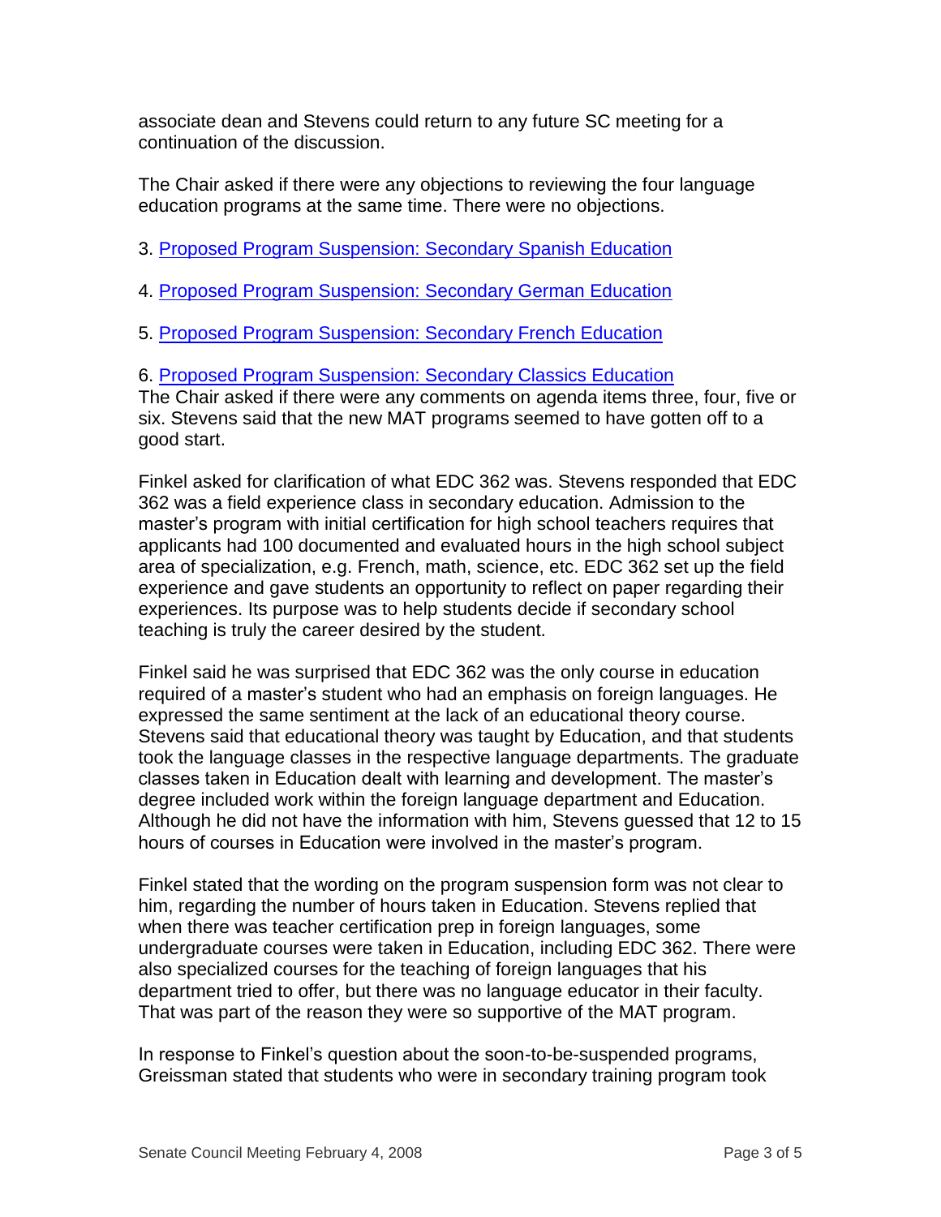associate dean and Stevens could return to any future SC meeting for a continuation of the discussion.

The Chair asked if there were any objections to reviewing the four language education programs at the same time. There were no objections.

3. Proposed Program Suspension: Secondary Spanish Education

4. Proposed Program Suspension: Secondary German Education

5. Proposed Program Suspension: Secondary French Education

6. Proposed Program Suspension: Secondary Classics Education

The Chair asked if there were any comments on agenda items three, four, five or six. Stevens said that the new MAT programs seemed to have gotten off to a good start.

Finkel asked for clarification of what EDC 362 was. Stevens responded that EDC 362 was a field experience class in secondary education. Admission to the master's program with initial certification for high school teachers requires that applicants had 100 documented and evaluated hours in the high school subject area of specialization, e.g. French, math, science, etc. EDC 362 set up the field experience and gave students an opportunity to reflect on paper regarding their experiences. Its purpose was to help students decide if secondary school teaching is truly the career desired by the student.

Finkel said he was surprised that EDC 362 was the only course in education required of a master's student who had an emphasis on foreign languages. He expressed the same sentiment at the lack of an educational theory course. Stevens said that educational theory was taught by Education, and that students took the language classes in the respective language departments. The graduate classes taken in Education dealt with learning and development. The master's degree included work within the foreign language department and Education. Although he did not have the information with him, Stevens guessed that 12 to 15 hours of courses in Education were involved in the master's program.

Finkel stated that the wording on the program suspension form was not clear to him, regarding the number of hours taken in Education. Stevens replied that when there was teacher certification prep in foreign languages, some undergraduate courses were taken in Education, including EDC 362. There were also specialized courses for the teaching of foreign languages that his department tried to offer, but there was no language educator in their faculty. That was part of the reason they were so supportive of the MAT program.

In response to Finkel's question about the soon-to-be-suspended programs, Greissman stated that students who were in secondary training program took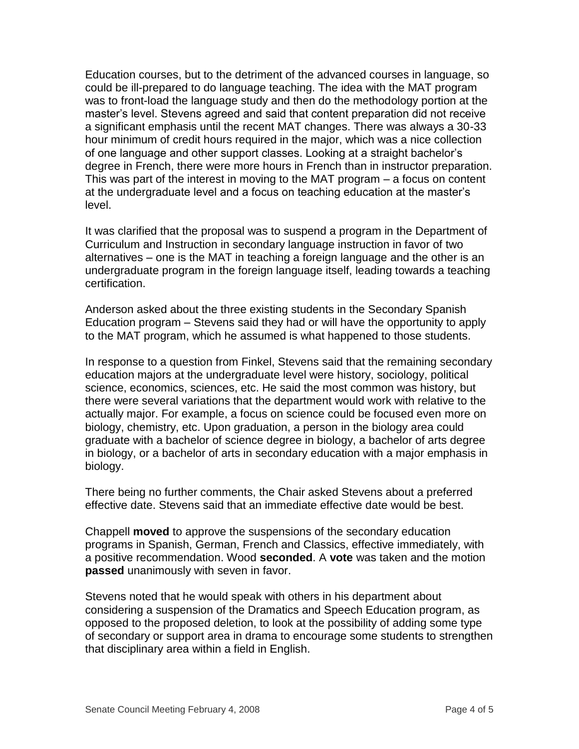Education courses, but to the detriment of the advanced courses in language, so could be ill-prepared to do language teaching. The idea with the MAT program was to front-load the language study and then do the methodology portion at the master's level. Stevens agreed and said that content preparation did not receive a significant emphasis until the recent MAT changes. There was always a 30-33 hour minimum of credit hours required in the major, which was a nice collection of one language and other support classes. Looking at a straight bachelor's degree in French, there were more hours in French than in instructor preparation. This was part of the interest in moving to the MAT program – a focus on content at the undergraduate level and a focus on teaching education at the master's level.

It was clarified that the proposal was to suspend a program in the Department of Curriculum and Instruction in secondary language instruction in favor of two alternatives – one is the MAT in teaching a foreign language and the other is an undergraduate program in the foreign language itself, leading towards a teaching certification.

Anderson asked about the three existing students in the Secondary Spanish Education program – Stevens said they had or will have the opportunity to apply to the MAT program, which he assumed is what happened to those students.

In response to a question from Finkel, Stevens said that the remaining secondary education majors at the undergraduate level were history, sociology, political science, economics, sciences, etc. He said the most common was history, but there were several variations that the department would work with relative to the actually major. For example, a focus on science could be focused even more on biology, chemistry, etc. Upon graduation, a person in the biology area could graduate with a bachelor of science degree in biology, a bachelor of arts degree in biology, or a bachelor of arts in secondary education with a major emphasis in biology.

There being no further comments, the Chair asked Stevens about a preferred effective date. Stevens said that an immediate effective date would be best.

Chappell **moved** to approve the suspensions of the secondary education programs in Spanish, German, French and Classics, effective immediately, with a positive recommendation. Wood **seconded**. A **vote** was taken and the motion **passed** unanimously with seven in favor.

Stevens noted that he would speak with others in his department about considering a suspension of the Dramatics and Speech Education program, as opposed to the proposed deletion, to look at the possibility of adding some type of secondary or support area in drama to encourage some students to strengthen that disciplinary area within a field in English.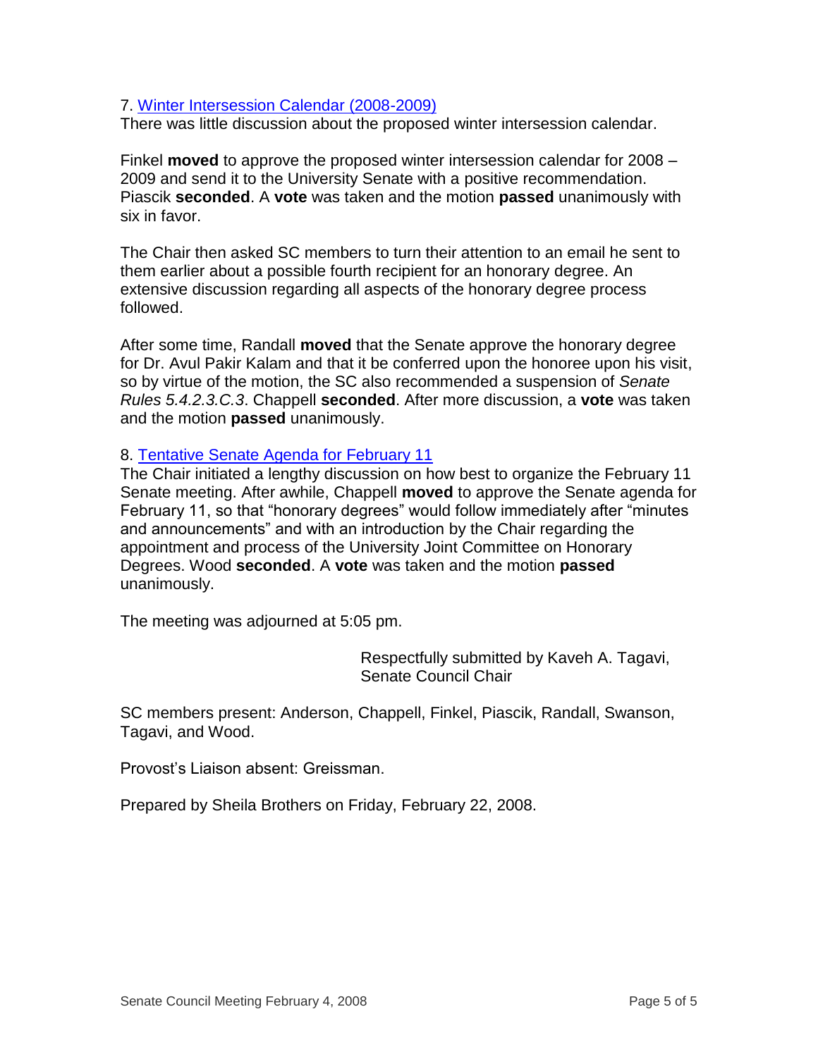7. [Winter Intersession Calendar (2008-2009)]

There was little discussion about the proposed winter intersession calendar.

Finkel **moved** to approve the proposed winter intersession calendar for 2008 – 2009 and send it to the University Senate with a positive recommendation. Piascik **seconded**. A **vote** was taken and the motion **passed** unanimously with six in favor.

The Chair then asked SC members to turn their attention to an email he sent to them earlier about a possible fourth recipient for an honorary degree. An extensive discussion regarding all aspects of the honorary degree process followed.

After some time, Randall **moved** that the Senate approve the honorary degree for Dr. Avul Pakir Kalam and that it be conferred upon the honoree upon his visit, so by virtue of the motion, the SC also recommended a suspension of *Senate Rules 5.4.2.3.C.3*. Chappell **seconded**. After more discussion, a **vote** was taken and the motion **passed** unanimously.

8. [Tentative Senate Agenda for February 11]

The Chair initiated a lengthy discussion on how best to organize the February 11 Senate meeting. After awhile, Chappell **moved** to approve the Senate agenda for February 11, so that "honorary degrees" would follow immediately after "minutes and announcements" and with an introduction by the Chair regarding the appointment and process of the University Joint Committee on Honorary Degrees. Wood **seconded**. A **vote** was taken and the motion **passed** unanimously.

The meeting was adjourned at 5:05 pm.

Respectfully submitted by Kaveh A. Tagavi,
Senate Council Chair

SC members present: Anderson, Chappell, Finkel, Piascik, Randall, Swanson, Tagavi, and Wood.

Provost's Liaison absent: Greissman.

Prepared by Sheila Brothers on Friday, February 22, 2008.